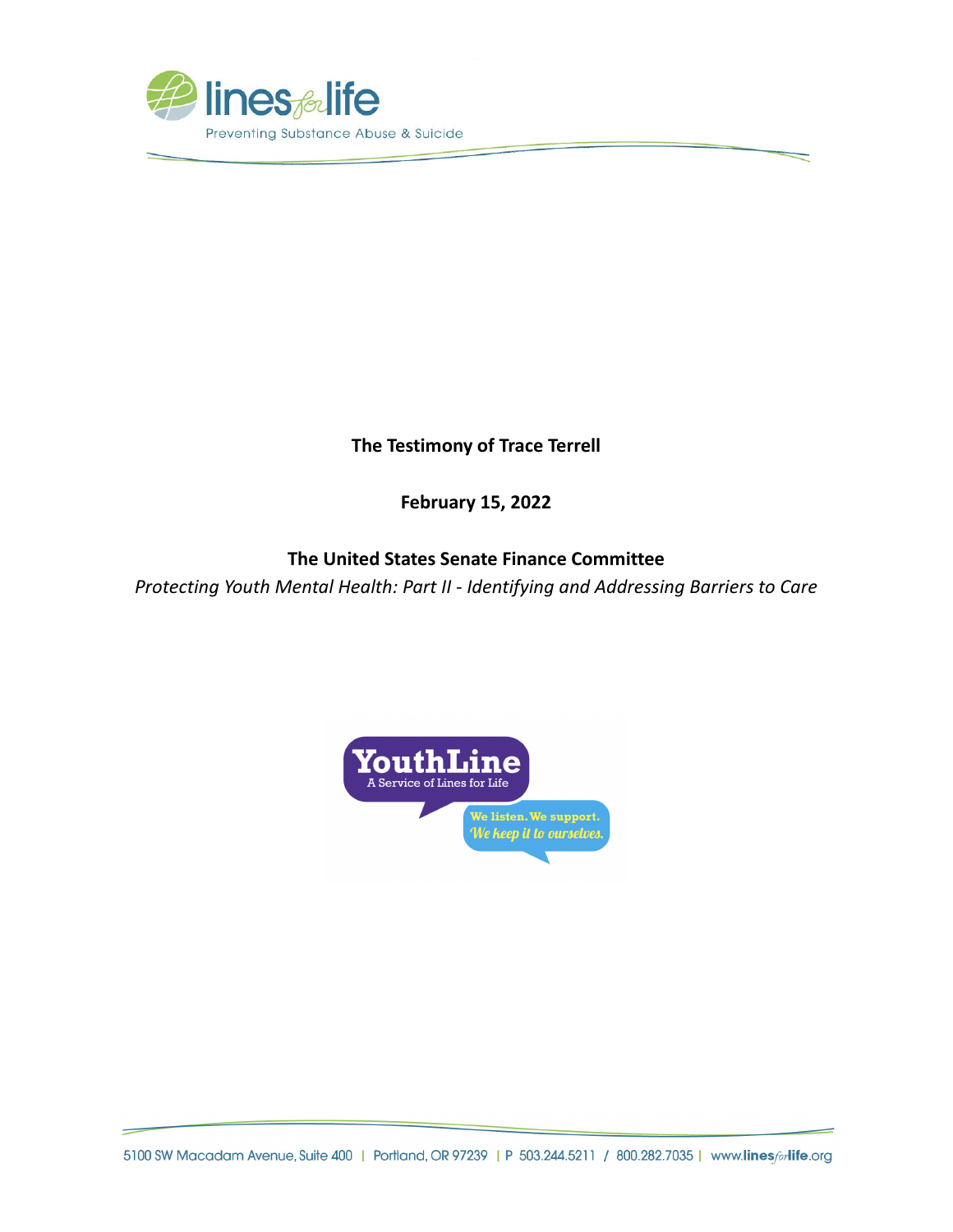lines for life

Preventing Substance Abuse & Suicide

**The Testimony of Trace Terrell**

**February 15, 2022**

**The United States Senate Finance Committee**

*Protecting Youth Mental Health: Part II - Identifying and Addressing Barriers to Care*

YouthLine

A Service of Lines for Life

We listen. We support.

*We keep it to ourselves.*

5100 SW Macadam Avenue, Suite 400 | Portland, OR 97239 | P 503.244.5211 / 800.282.7035 | www.linesforlife.org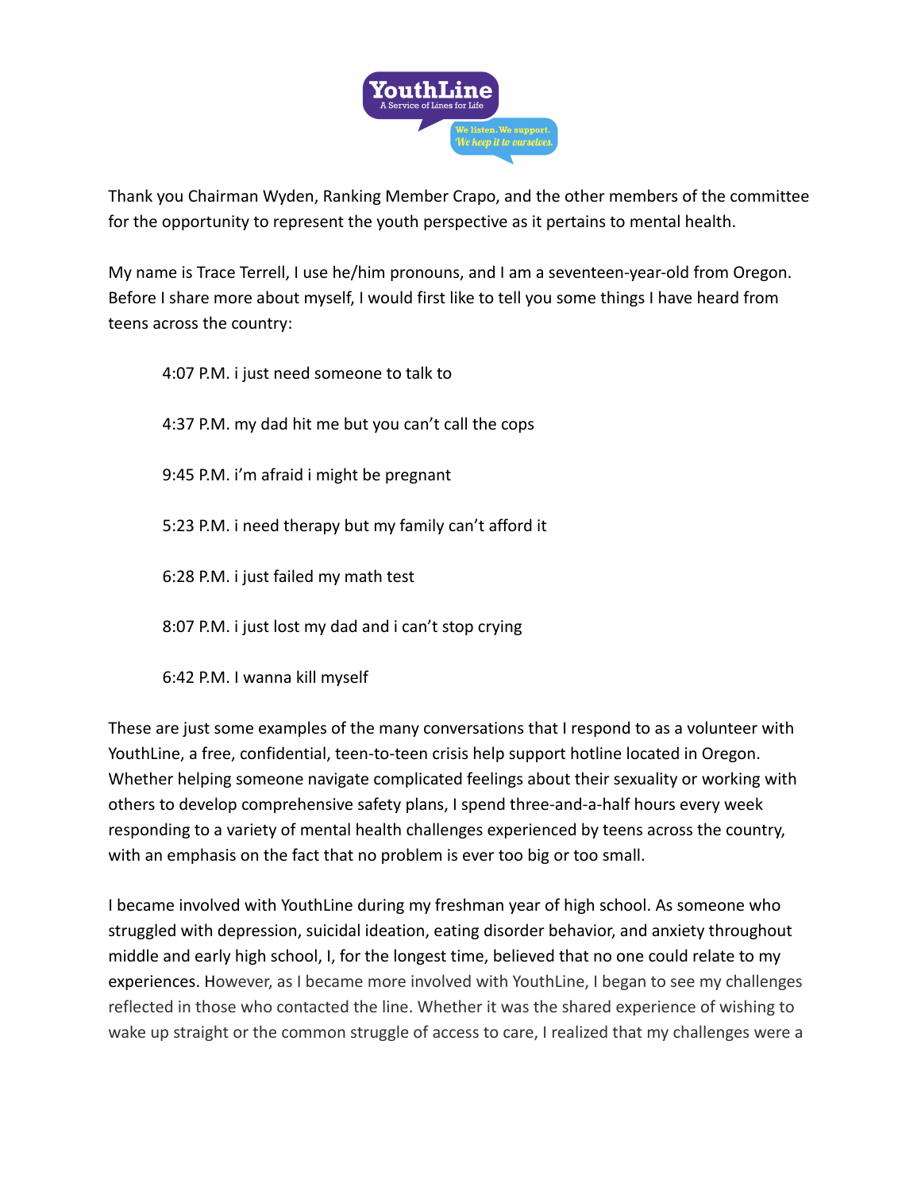Thank you Chairman Wyden, Ranking Member Crapo, and the other members of the committee for the opportunity to represent the youth perspective as it pertains to mental health.

My name is Trace Terrell, I use he/him pronouns, and I am a seventeen-year-old from Oregon. Before I share more about myself, I would first like to tell you some things I have heard from teens across the country:

> 4:07 P.M. i just need someone to talk to
>
> 4:37 P.M. my dad hit me but you can't call the cops
>
> 9:45 P.M. i'm afraid i might be pregnant
>
> 5:23 P.M. i need therapy but my family can't afford it
>
> 6:28 P.M. i just failed my math test
>
> 8:07 P.M. i just lost my dad and i can't stop crying
>
> 6:42 P.M. I wanna kill myself

These are just some examples of the many conversations that I respond to as a volunteer with YouthLine, a free, confidential, teen-to-teen crisis help support hotline located in Oregon. Whether helping someone navigate complicated feelings about their sexuality or working with others to develop comprehensive safety plans, I spend three-and-a-half hours every week responding to a variety of mental health challenges experienced by teens across the country, with an emphasis on the fact that no problem is ever too big or too small.

I became involved with YouthLine during my freshman year of high school. As someone who struggled with depression, suicidal ideation, eating disorder behavior, and anxiety throughout middle and early high school, I, for the longest time, believed that no one could relate to my experiences. However, as I became more involved with YouthLine, I began to see my challenges reflected in those who contacted the line. Whether it was the shared experience of wishing to wake up straight or the common struggle of access to care, I realized that my challenges were a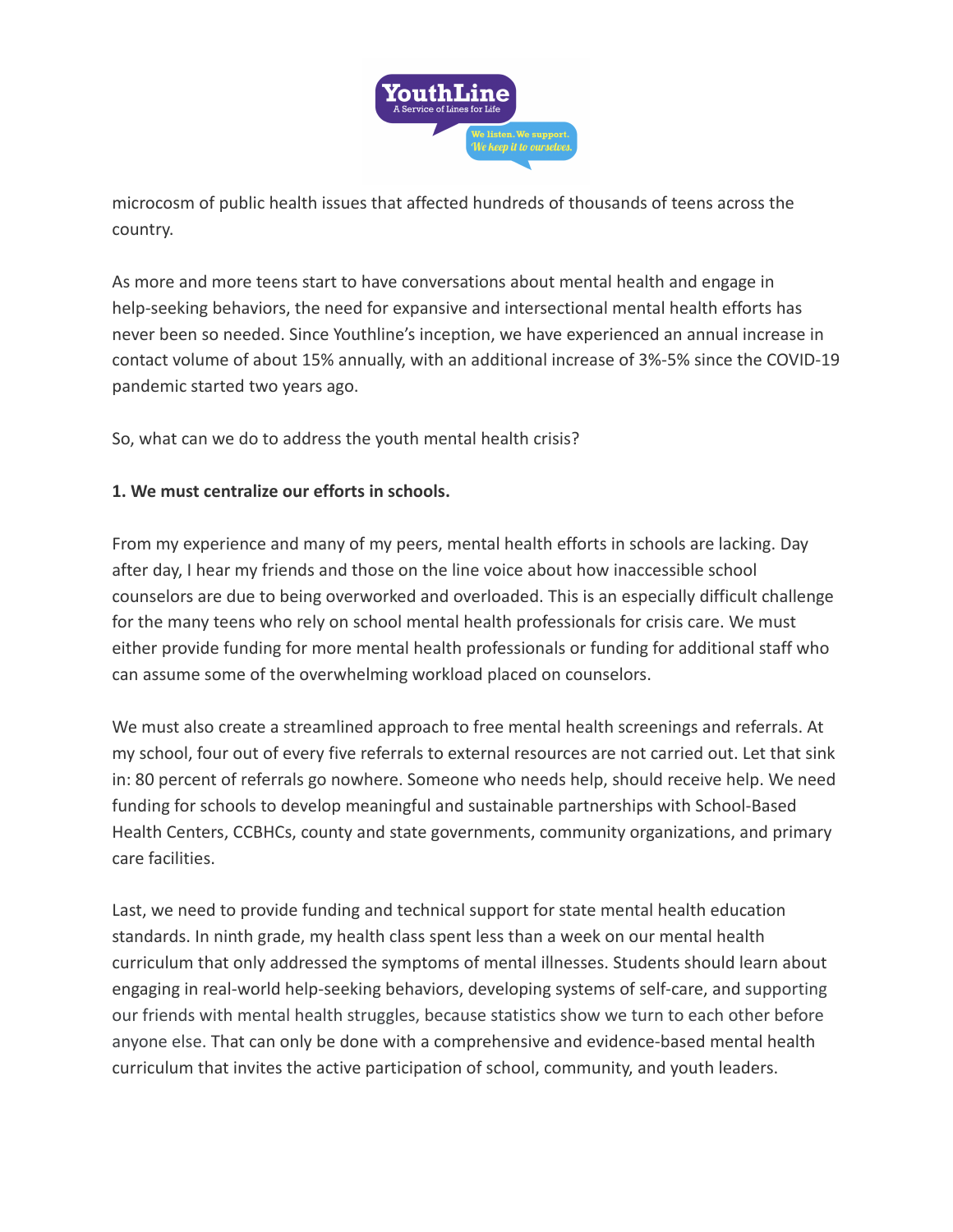microcosm of public health issues that affected hundreds of thousands of teens across the country.

As more and more teens start to have conversations about mental health and engage in help-seeking behaviors, the need for expansive and intersectional mental health efforts has never been so needed. Since Youthline's inception, we have experienced an annual increase in contact volume of about 15% annually, with an additional increase of 3%-5% since the COVID-19 pandemic started two years ago.

So, what can we do to address the youth mental health crisis?

**1. We must centralize our efforts in schools.**

From my experience and many of my peers, mental health efforts in schools are lacking. Day after day, I hear my friends and those on the line voice about how inaccessible school counselors are due to being overworked and overloaded. This is an especially difficult challenge for the many teens who rely on school mental health professionals for crisis care. We must either provide funding for more mental health professionals or funding for additional staff who can assume some of the overwhelming workload placed on counselors.

We must also create a streamlined approach to free mental health screenings and referrals. At my school, four out of every five referrals to external resources are not carried out. Let that sink in: 80 percent of referrals go nowhere. Someone who needs help, should receive help. We need funding for schools to develop meaningful and sustainable partnerships with School-Based Health Centers, CCBHCs, county and state governments, community organizations, and primary care facilities.

Last, we need to provide funding and technical support for state mental health education standards. In ninth grade, my health class spent less than a week on our mental health curriculum that only addressed the symptoms of mental illnesses. Students should learn about engaging in real-world help-seeking behaviors, developing systems of self-care, and supporting our friends with mental health struggles, because statistics show we turn to each other before anyone else. That can only be done with a comprehensive and evidence-based mental health curriculum that invites the active participation of school, community, and youth leaders.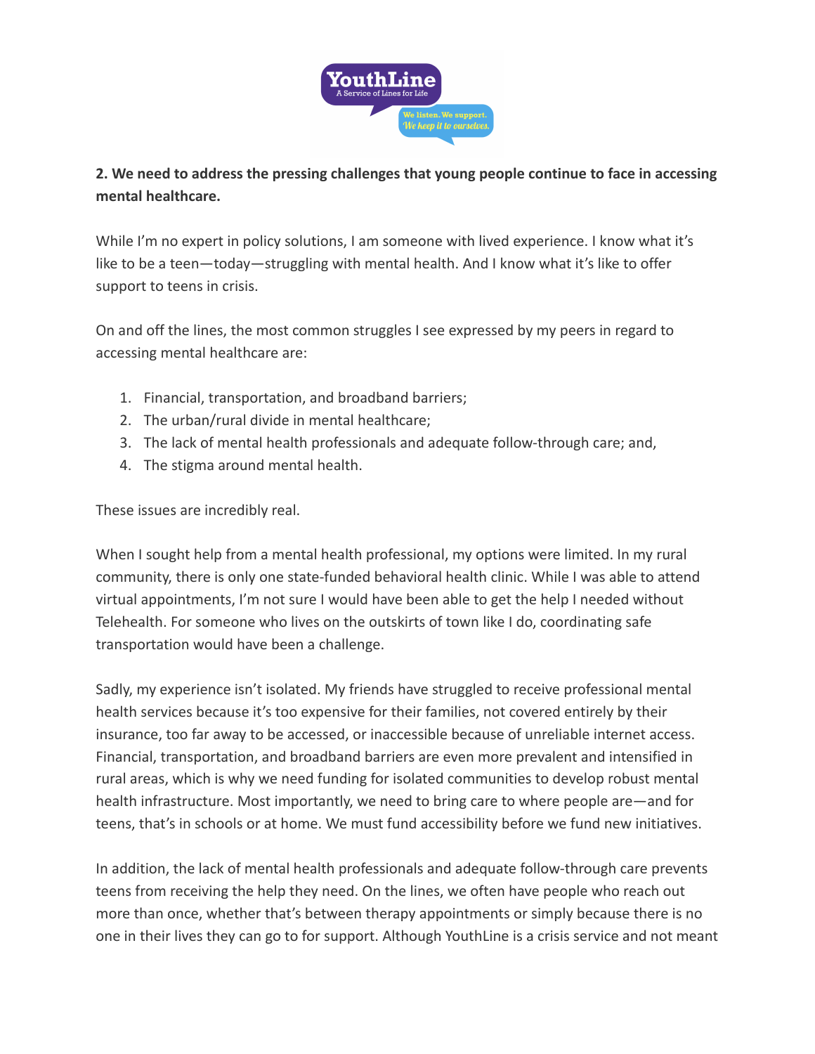**2. We need to address the pressing challenges that young people continue to face in accessing mental healthcare.**

While I'm no expert in policy solutions, I am someone with lived experience. I know what it's like to be a teen—today—struggling with mental health. And I know what it's like to offer support to teens in crisis.

On and off the lines, the most common struggles I see expressed by my peers in regard to accessing mental healthcare are:

1. Financial, transportation, and broadband barriers;
2. The urban/rural divide in mental healthcare;
3. The lack of mental health professionals and adequate follow-through care; and,
4. The stigma around mental health.

These issues are incredibly real.

When I sought help from a mental health professional, my options were limited. In my rural community, there is only one state-funded behavioral health clinic. While I was able to attend virtual appointments, I'm not sure I would have been able to get the help I needed without Telehealth. For someone who lives on the outskirts of town like I do, coordinating safe transportation would have been a challenge.

Sadly, my experience isn't isolated. My friends have struggled to receive professional mental health services because it's too expensive for their families, not covered entirely by their insurance, too far away to be accessed, or inaccessible because of unreliable internet access. Financial, transportation, and broadband barriers are even more prevalent and intensified in rural areas, which is why we need funding for isolated communities to develop robust mental health infrastructure. Most importantly, we need to bring care to where people are—and for teens, that's in schools or at home. We must fund accessibility before we fund new initiatives.

In addition, the lack of mental health professionals and adequate follow-through care prevents teens from receiving the help they need. On the lines, we often have people who reach out more than once, whether that's between therapy appointments or simply because there is no one in their lives they can go to for support. Although YouthLine is a crisis service and not meant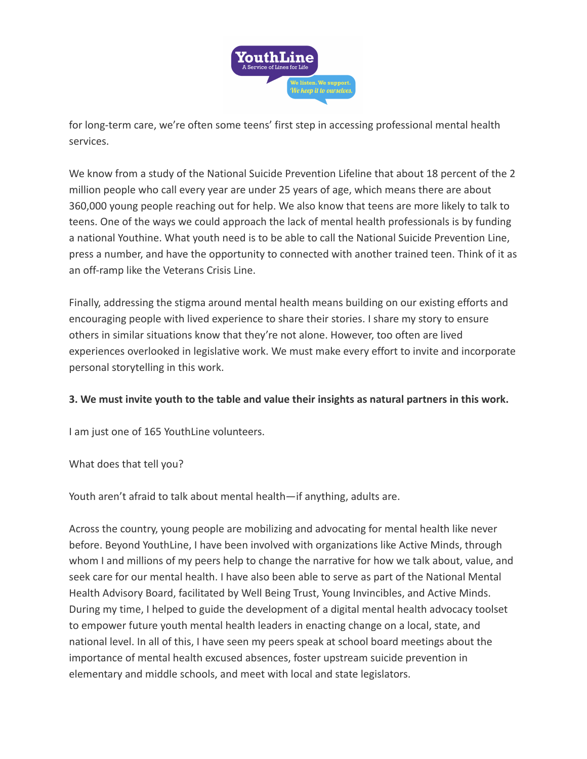for long-term care, we're often some teens' first step in accessing professional mental health services.

We know from a study of the National Suicide Prevention Lifeline that about 18 percent of the 2 million people who call every year are under 25 years of age, which means there are about 360,000 young people reaching out for help. We also know that teens are more likely to talk to teens. One of the ways we could approach the lack of mental health professionals is by funding a national Youthine. What youth need is to be able to call the National Suicide Prevention Line, press a number, and have the opportunity to connected with another trained teen. Think of it as an off-ramp like the Veterans Crisis Line.

Finally, addressing the stigma around mental health means building on our existing efforts and encouraging people with lived experience to share their stories. I share my story to ensure others in similar situations know that they're not alone. However, too often are lived experiences overlooked in legislative work. We must make every effort to invite and incorporate personal storytelling in this work.

**3. We must invite youth to the table and value their insights as natural partners in this work.**

I am just one of 165 YouthLine volunteers.

What does that tell you?

Youth aren't afraid to talk about mental health—if anything, adults are.

Across the country, young people are mobilizing and advocating for mental health like never before. Beyond YouthLine, I have been involved with organizations like Active Minds, through whom I and millions of my peers help to change the narrative for how we talk about, value, and seek care for our mental health. I have also been able to serve as part of the National Mental Health Advisory Board, facilitated by Well Being Trust, Young Invincibles, and Active Minds. During my time, I helped to guide the development of a digital mental health advocacy toolset to empower future youth mental health leaders in enacting change on a local, state, and national level. In all of this, I have seen my peers speak at school board meetings about the importance of mental health excused absences, foster upstream suicide prevention in elementary and middle schools, and meet with local and state legislators.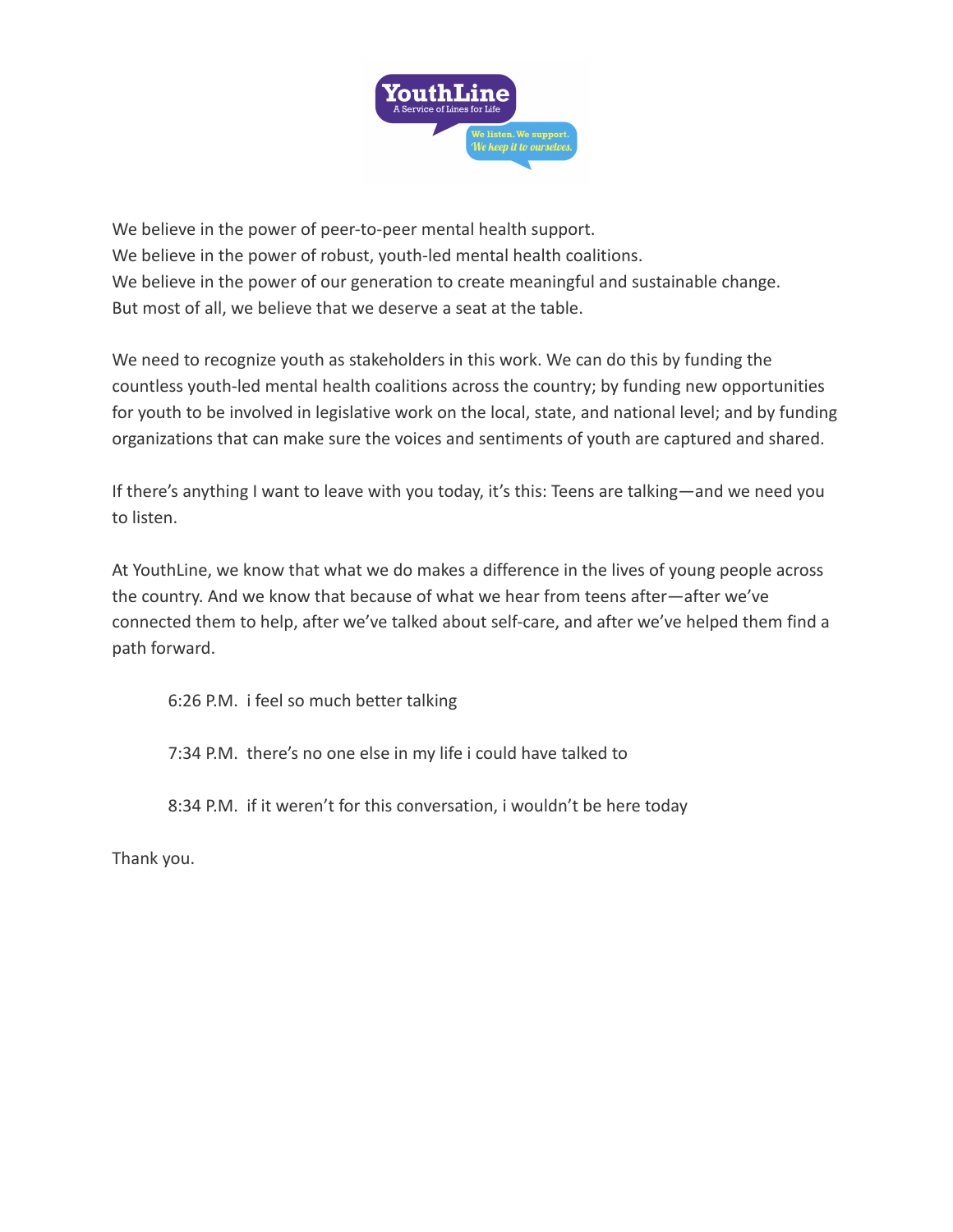We believe in the power of peer-to-peer mental health support.
We believe in the power of robust, youth-led mental health coalitions.
We believe in the power of our generation to create meaningful and sustainable change.
But most of all, we believe that we deserve a seat at the table.

We need to recognize youth as stakeholders in this work. We can do this by funding the countless youth-led mental health coalitions across the country; by funding new opportunities for youth to be involved in legislative work on the local, state, and national level; and by funding organizations that can make sure the voices and sentiments of youth are captured and shared.

If there's anything I want to leave with you today, it's this: Teens are talking—and we need you to listen.

At YouthLine, we know that what we do makes a difference in the lives of young people across the country. And we know that because of what we hear from teens after—after we've connected them to help, after we've talked about self-care, and after we've helped them find a path forward.

> 6:26 P.M. i feel so much better talking
>
> 7:34 P.M. there's no one else in my life i could have talked to
>
> 8:34 P.M. if it weren't for this conversation, i wouldn't be here today

Thank you.